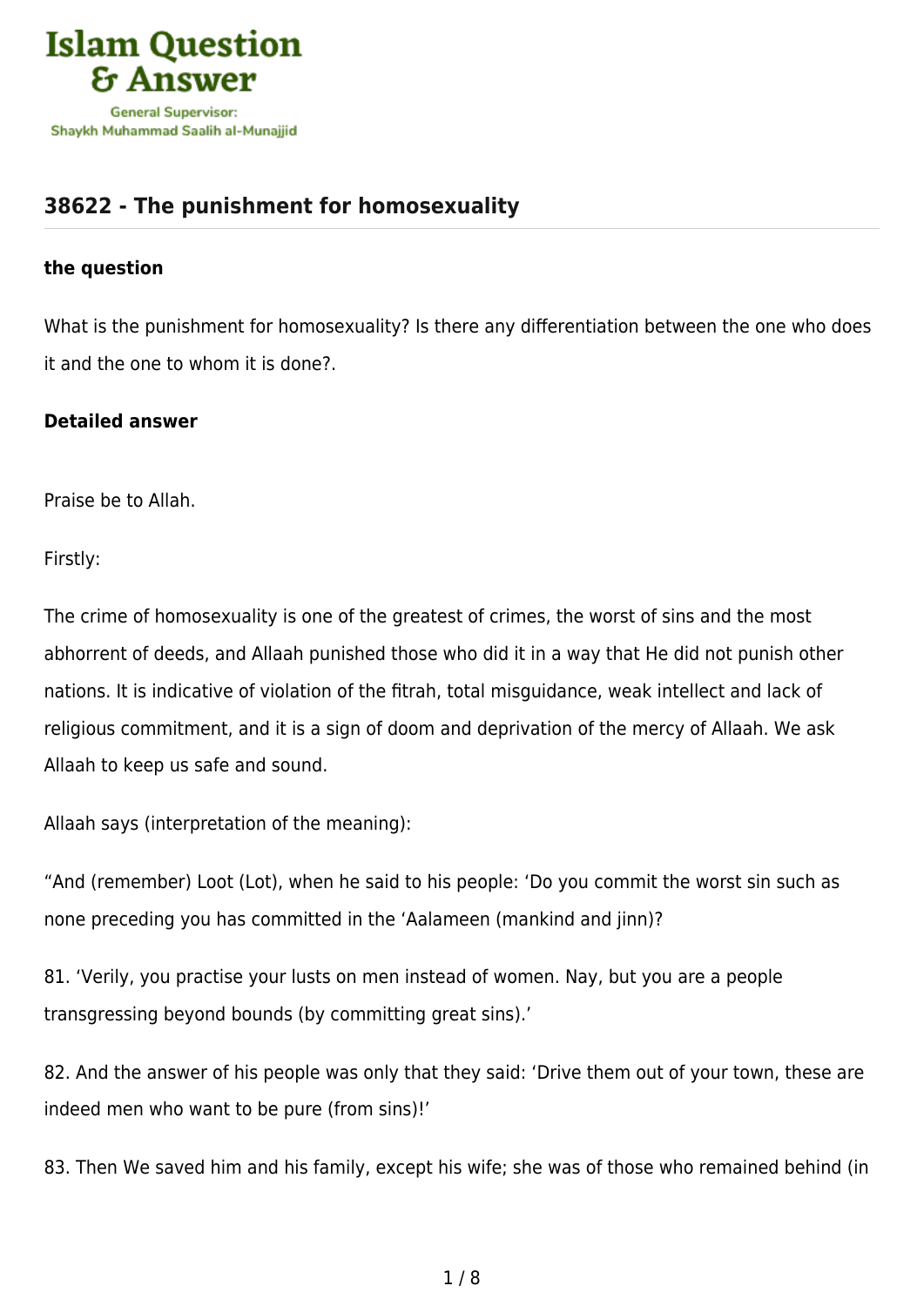Islam Question & Answer

General Supervisor: Shaykh Muhammad Saalih al-Munajjid

## 38622 - The punishment for homosexuality

### the question

What is the punishment for homosexuality? Is there any differentiation between the one who does it and the one to whom it is done?.

### Detailed answer

Praise be to Allah.

Firstly:

The crime of homosexuality is one of the greatest of crimes, the worst of sins and the most abhorrent of deeds, and Allaah punished those who did it in a way that He did not punish other nations. It is indicative of violation of the fitrah, total misguidance, weak intellect and lack of religious commitment, and it is a sign of doom and deprivation of the mercy of Allaah. We ask Allaah to keep us safe and sound.

Allaah says (interpretation of the meaning):

"And (remember) Loot (Lot), when he said to his people: 'Do you commit the worst sin such as none preceding you has committed in the 'Aalameen (mankind and jinn)?

81. 'Verily, you practise your lusts on men instead of women. Nay, but you are a people transgressing beyond bounds (by committing great sins).'

82. And the answer of his people was only that they said: 'Drive them out of your town, these are indeed men who want to be pure (from sins)!'

83. Then We saved him and his family, except his wife; she was of those who remained behind (in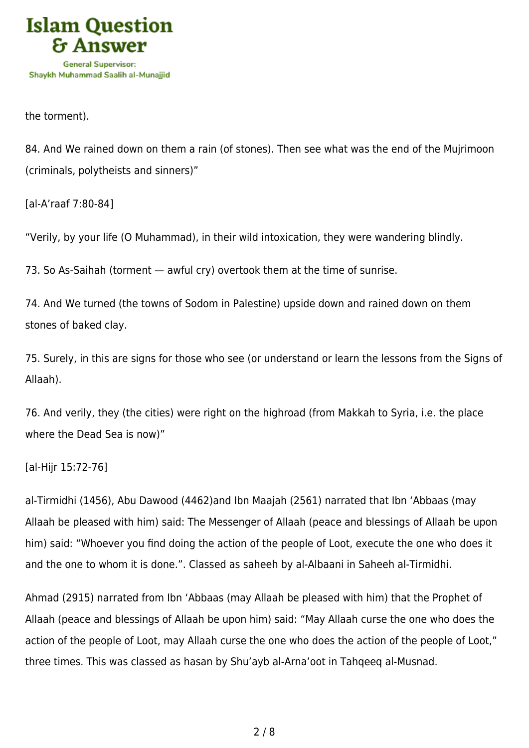the torment).

84. And We rained down on them a rain (of stones). Then see what was the end of the Mujrimoon (criminals, polytheists and sinners)"

[al-A'raaf 7:80-84]

"Verily, by your life (O Muhammad), in their wild intoxication, they were wandering blindly.

73. So As-Saihah (torment — awful cry) overtook them at the time of sunrise.

74. And We turned (the towns of Sodom in Palestine) upside down and rained down on them stones of baked clay.

75. Surely, in this are signs for those who see (or understand or learn the lessons from the Signs of Allaah).

76. And verily, they (the cities) were right on the highroad (from Makkah to Syria, i.e. the place where the Dead Sea is now)"

[al-Hijr 15:72-76]

al-Tirmidhi (1456), Abu Dawood (4462)and Ibn Maajah (2561) narrated that Ibn 'Abbaas (may Allaah be pleased with him) said: The Messenger of Allaah (peace and blessings of Allaah be upon him) said: "Whoever you find doing the action of the people of Loot, execute the one who does it and the one to whom it is done.". Classed as saheeh by al-Albaani in Saheeh al-Tirmidhi.

Ahmad (2915) narrated from Ibn 'Abbaas (may Allaah be pleased with him) that the Prophet of Allaah (peace and blessings of Allaah be upon him) said: "May Allaah curse the one who does the action of the people of Loot, may Allaah curse the one who does the action of the people of Loot," three times. This was classed as hasan by Shu'ayb al-Arna'oot in Tahqeeq al-Musnad.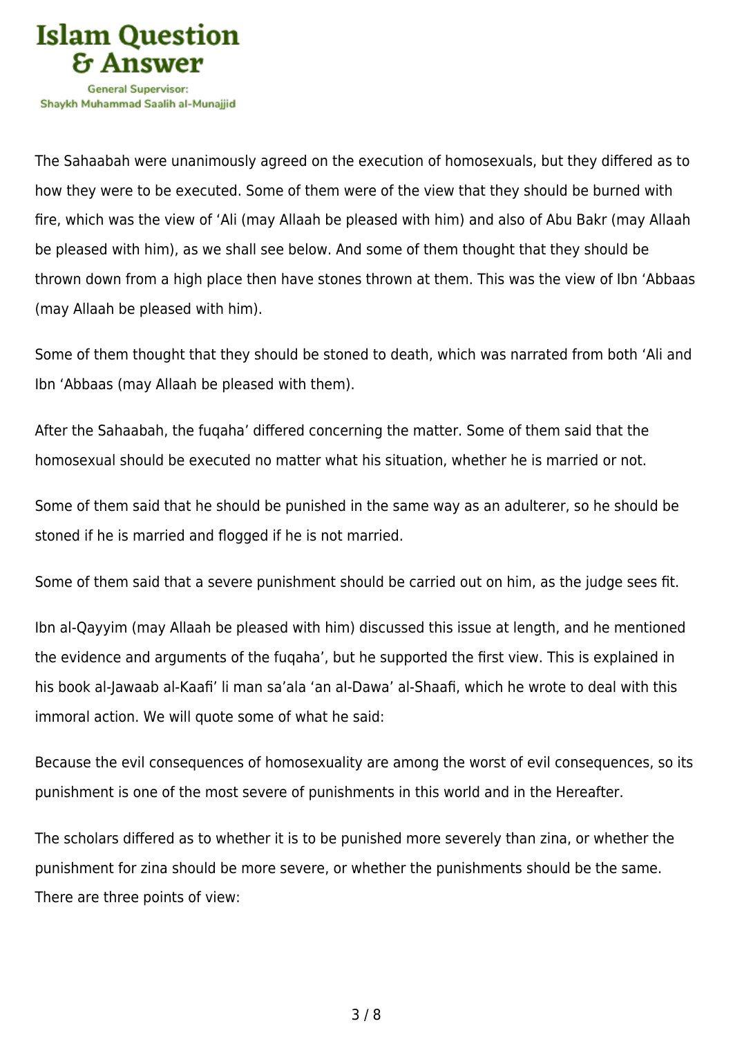The Sahaabah were unanimously agreed on the execution of homosexuals, but they differed as to how they were to be executed. Some of them were of the view that they should be burned with fire, which was the view of 'Ali (may Allaah be pleased with him) and also of Abu Bakr (may Allaah be pleased with him), as we shall see below. And some of them thought that they should be thrown down from a high place then have stones thrown at them. This was the view of Ibn 'Abbaas (may Allaah be pleased with him).

Some of them thought that they should be stoned to death, which was narrated from both 'Ali and Ibn 'Abbaas (may Allaah be pleased with them).

After the Sahaabah, the fuqaha' differed concerning the matter. Some of them said that the homosexual should be executed no matter what his situation, whether he is married or not.

Some of them said that he should be punished in the same way as an adulterer, so he should be stoned if he is married and flogged if he is not married.

Some of them said that a severe punishment should be carried out on him, as the judge sees fit.

Ibn al-Qayyim (may Allaah be pleased with him) discussed this issue at length, and he mentioned the evidence and arguments of the fuqaha', but he supported the first view. This is explained in his book al-Jawaab al-Kaafi' li man sa'ala 'an al-Dawa' al-Shaafi, which he wrote to deal with this immoral action. We will quote some of what he said:

Because the evil consequences of homosexuality are among the worst of evil consequences, so its punishment is one of the most severe of punishments in this world and in the Hereafter.

The scholars differed as to whether it is to be punished more severely than zina, or whether the punishment for zina should be more severe, or whether the punishments should be the same. There are three points of view: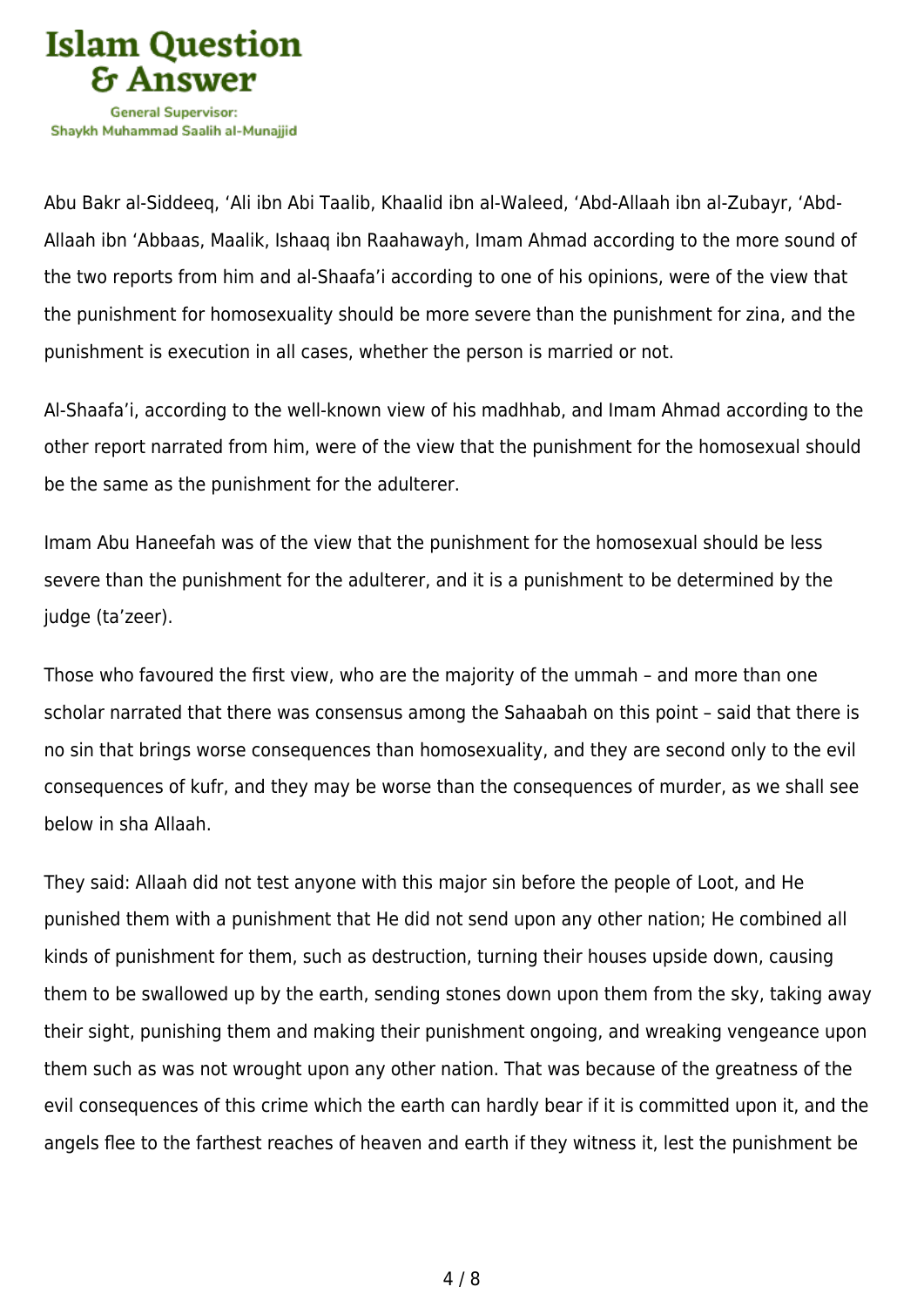Abu Bakr al-Siddeeq, ‘Ali ibn Abi Taalib, Khaalid ibn al-Waleed, ‘Abd-Allaah ibn al-Zubayr, ‘Abd-Allaah ibn ‘Abbaas, Maalik, Ishaaq ibn Raahawayh, Imam Ahmad according to the more sound of the two reports from him and al-Shaafa’i according to one of his opinions, were of the view that the punishment for homosexuality should be more severe than the punishment for zina, and the punishment is execution in all cases, whether the person is married or not.

Al-Shaafa’i, according to the well-known view of his madhhab, and Imam Ahmad according to the other report narrated from him, were of the view that the punishment for the homosexual should be the same as the punishment for the adulterer.

Imam Abu Haneefah was of the view that the punishment for the homosexual should be less severe than the punishment for the adulterer, and it is a punishment to be determined by the judge (ta’zeer).

Those who favoured the first view, who are the majority of the ummah – and more than one scholar narrated that there was consensus among the Sahaabah on this point – said that there is no sin that brings worse consequences than homosexuality, and they are second only to the evil consequences of kufr, and they may be worse than the consequences of murder, as we shall see below in sha Allaah.

They said: Allaah did not test anyone with this major sin before the people of Loot, and He punished them with a punishment that He did not send upon any other nation; He combined all kinds of punishment for them, such as destruction, turning their houses upside down, causing them to be swallowed up by the earth, sending stones down upon them from the sky, taking away their sight, punishing them and making their punishment ongoing, and wreaking vengeance upon them such as was not wrought upon any other nation. That was because of the greatness of the evil consequences of this crime which the earth can hardly bear if it is committed upon it, and the angels flee to the farthest reaches of heaven and earth if they witness it, lest the punishment be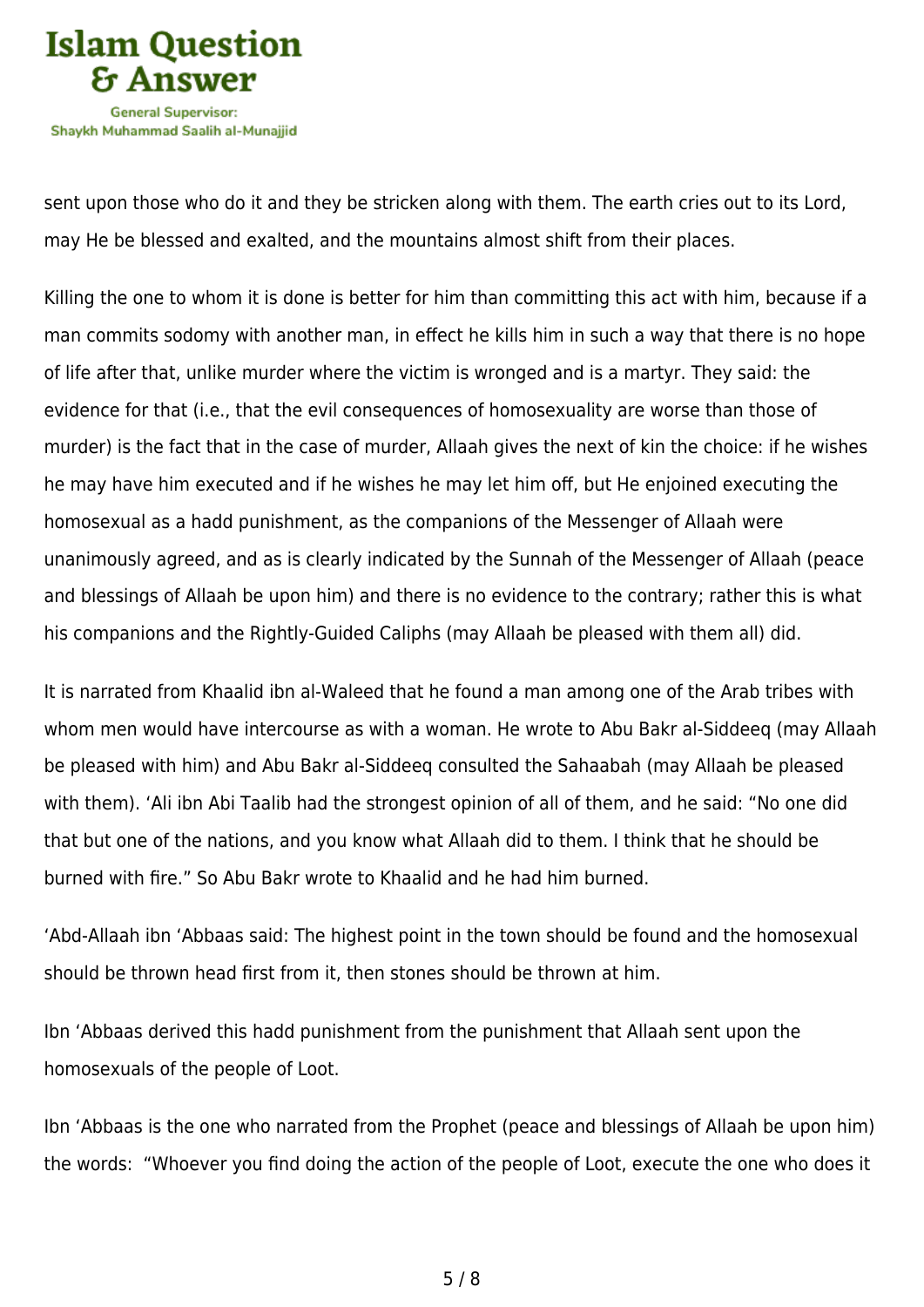sent upon those who do it and they be stricken along with them. The earth cries out to its Lord, may He be blessed and exalted, and the mountains almost shift from their places.

Killing the one to whom it is done is better for him than committing this act with him, because if a man commits sodomy with another man, in effect he kills him in such a way that there is no hope of life after that, unlike murder where the victim is wronged and is a martyr. They said: the evidence for that (i.e., that the evil consequences of homosexuality are worse than those of murder) is the fact that in the case of murder, Allaah gives the next of kin the choice: if he wishes he may have him executed and if he wishes he may let him off, but He enjoined executing the homosexual as a hadd punishment, as the companions of the Messenger of Allaah were unanimously agreed, and as is clearly indicated by the Sunnah of the Messenger of Allaah (peace and blessings of Allaah be upon him) and there is no evidence to the contrary; rather this is what his companions and the Rightly-Guided Caliphs (may Allaah be pleased with them all) did.

It is narrated from Khaalid ibn al-Waleed that he found a man among one of the Arab tribes with whom men would have intercourse as with a woman. He wrote to Abu Bakr al-Siddeeq (may Allaah be pleased with him) and Abu Bakr al-Siddeeq consulted the Sahaabah (may Allaah be pleased with them). 'Ali ibn Abi Taalib had the strongest opinion of all of them, and he said: "No one did that but one of the nations, and you know what Allaah did to them. I think that he should be burned with fire." So Abu Bakr wrote to Khaalid and he had him burned.

'Abd-Allaah ibn 'Abbaas said: The highest point in the town should be found and the homosexual should be thrown head first from it, then stones should be thrown at him.

Ibn 'Abbaas derived this hadd punishment from the punishment that Allaah sent upon the homosexuals of the people of Loot.

Ibn 'Abbaas is the one who narrated from the Prophet (peace and blessings of Allaah be upon him) the words: "Whoever you find doing the action of the people of Loot, execute the one who does it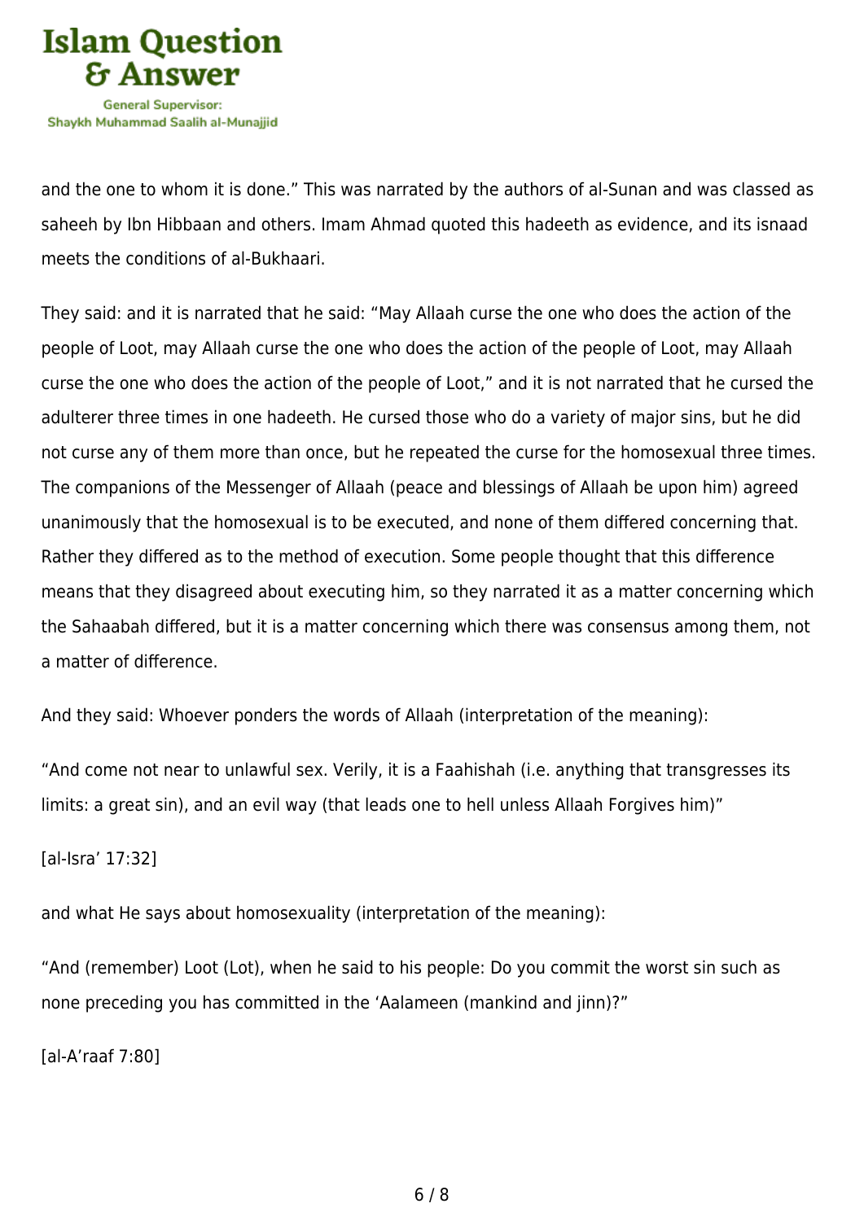and the one to whom it is done." This was narrated by the authors of al-Sunan and was classed as saheeh by Ibn Hibbaan and others. Imam Ahmad quoted this hadeeth as evidence, and its isnaad meets the conditions of al-Bukhaari.

They said: and it is narrated that he said: "May Allaah curse the one who does the action of the people of Loot, may Allaah curse the one who does the action of the people of Loot, may Allaah curse the one who does the action of the people of Loot," and it is not narrated that he cursed the adulterer three times in one hadeeth. He cursed those who do a variety of major sins, but he did not curse any of them more than once, but he repeated the curse for the homosexual three times. The companions of the Messenger of Allaah (peace and blessings of Allaah be upon him) agreed unanimously that the homosexual is to be executed, and none of them differed concerning that. Rather they differed as to the method of execution. Some people thought that this difference means that they disagreed about executing him, so they narrated it as a matter concerning which the Sahaabah differed, but it is a matter concerning which there was consensus among them, not a matter of difference.

And they said: Whoever ponders the words of Allaah (interpretation of the meaning):

"And come not near to unlawful sex. Verily, it is a Faahishah (i.e. anything that transgresses its limits: a great sin), and an evil way (that leads one to hell unless Allaah Forgives him)"

[al-Isra' 17:32]

and what He says about homosexuality (interpretation of the meaning):

"And (remember) Loot (Lot), when he said to his people: Do you commit the worst sin such as none preceding you has committed in the 'Aalameen (mankind and jinn)?"

[al-A'raaf 7:80]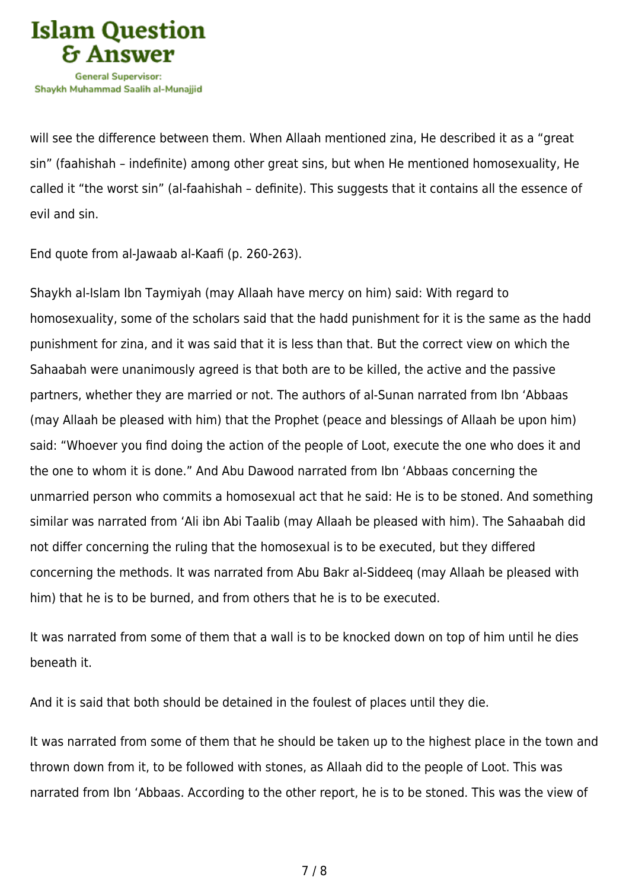will see the difference between them. When Allaah mentioned zina, He described it as a "great sin" (faahishah – indefinite) among other great sins, but when He mentioned homosexuality, He called it "the worst sin" (al-faahishah – definite). This suggests that it contains all the essence of evil and sin.

End quote from al-Jawaab al-Kaafi (p. 260-263).

Shaykh al-Islam Ibn Taymiyah (may Allaah have mercy on him) said: With regard to homosexuality, some of the scholars said that the hadd punishment for it is the same as the hadd punishment for zina, and it was said that it is less than that. But the correct view on which the Sahaabah were unanimously agreed is that both are to be killed, the active and the passive partners, whether they are married or not. The authors of al-Sunan narrated from Ibn 'Abbaas (may Allaah be pleased with him) that the Prophet (peace and blessings of Allaah be upon him) said: "Whoever you find doing the action of the people of Loot, execute the one who does it and the one to whom it is done." And Abu Dawood narrated from Ibn 'Abbaas concerning the unmarried person who commits a homosexual act that he said: He is to be stoned. And something similar was narrated from 'Ali ibn Abi Taalib (may Allaah be pleased with him). The Sahaabah did not differ concerning the ruling that the homosexual is to be executed, but they differed concerning the methods. It was narrated from Abu Bakr al-Siddeeq (may Allaah be pleased with him) that he is to be burned, and from others that he is to be executed.

It was narrated from some of them that a wall is to be knocked down on top of him until he dies beneath it.

And it is said that both should be detained in the foulest of places until they die.

It was narrated from some of them that he should be taken up to the highest place in the town and thrown down from it, to be followed with stones, as Allaah did to the people of Loot. This was narrated from Ibn 'Abbaas. According to the other report, he is to be stoned. This was the view of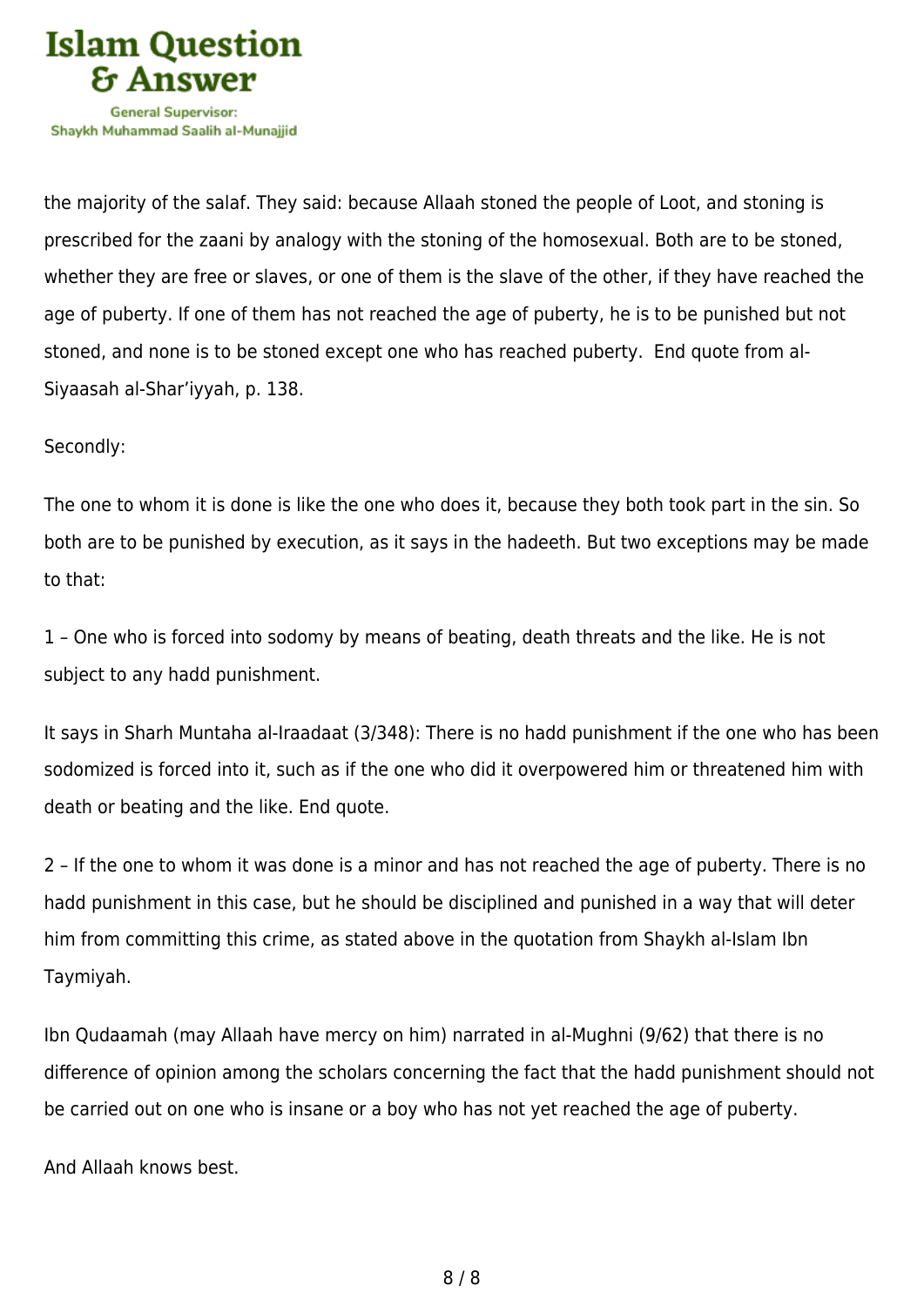the majority of the salaf. They said: because Allaah stoned the people of Loot, and stoning is prescribed for the zaani by analogy with the stoning of the homosexual. Both are to be stoned, whether they are free or slaves, or one of them is the slave of the other, if they have reached the age of puberty. If one of them has not reached the age of puberty, he is to be punished but not stoned, and none is to be stoned except one who has reached puberty.  End quote from al-Siyaasah al-Shar'iyyah, p. 138.

Secondly:

The one to whom it is done is like the one who does it, because they both took part in the sin. So both are to be punished by execution, as it says in the hadeeth. But two exceptions may be made to that:

1 – One who is forced into sodomy by means of beating, death threats and the like. He is not subject to any hadd punishment.

It says in Sharh Muntaha al-Iraadaat (3/348): There is no hadd punishment if the one who has been sodomized is forced into it, such as if the one who did it overpowered him or threatened him with death or beating and the like. End quote.

2 – If the one to whom it was done is a minor and has not reached the age of puberty. There is no hadd punishment in this case, but he should be disciplined and punished in a way that will deter him from committing this crime, as stated above in the quotation from Shaykh al-Islam Ibn Taymiyah.

Ibn Qudaamah (may Allaah have mercy on him) narrated in al-Mughni (9/62) that there is no difference of opinion among the scholars concerning the fact that the hadd punishment should not be carried out on one who is insane or a boy who has not yet reached the age of puberty.

And Allaah knows best.